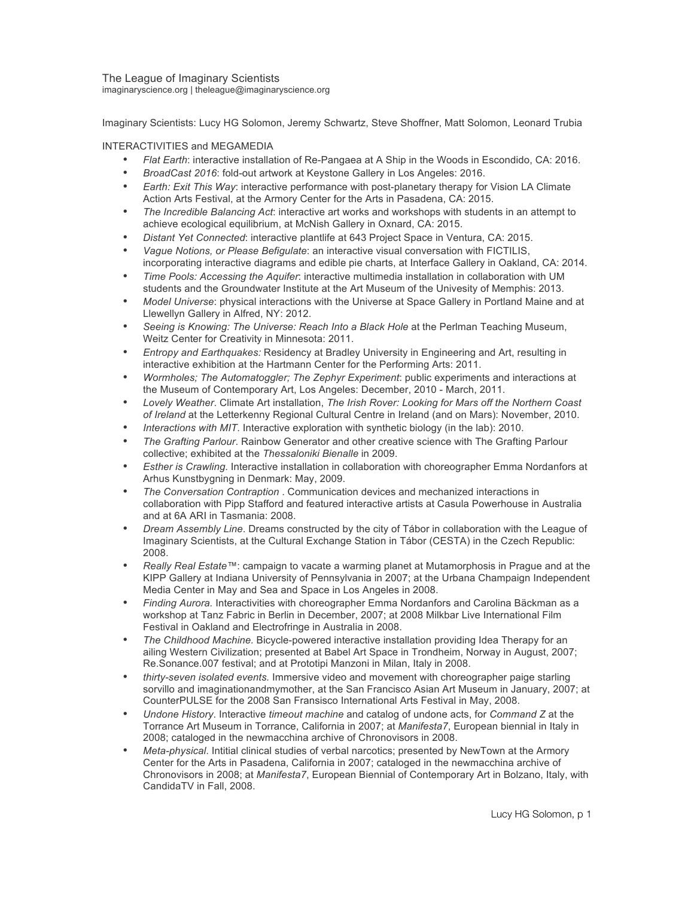The League of Imaginary Scientists

imaginaryscience.org | theleague@imaginaryscience.org

Imaginary Scientists: Lucy HG Solomon, Jeremy Schwartz, Steve Shoffner, Matt Solomon, Leonard Trubia

INTERACTIVITIES and MEGAMEDIA

- *Flat Earth*: interactive installation of Re-Pangaea at A Ship in the Woods in Escondido, CA: 2016.
- *BroadCast 2016*: fold-out artwork at Keystone Gallery in Los Angeles: 2016.
- *Earth: Exit This Way*: interactive performance with post-planetary therapy for Vision LA Climate Action Arts Festival, at the Armory Center for the Arts in Pasadena, CA: 2015.
- *The Incredible Balancing Act*: interactive art works and workshops with students in an attempt to achieve ecological equilibrium, at McNish Gallery in Oxnard, CA: 2015.
- *Distant Yet Connected*: interactive plantlife at 643 Project Space in Ventura, CA: 2015.
- *Vague Notions, or Please Befigulate*: an interactive visual conversation with FICTILIS, incorporating interactive diagrams and edible pie charts, at Interface Gallery in Oakland, CA: 2014.
- *Time Pools: Accessing the Aquifer*: interactive multimedia installation in collaboration with UM students and the Groundwater Institute at the Art Museum of the Univesity of Memphis: 2013.
- *Model Universe*: physical interactions with the Universe at Space Gallery in Portland Maine and at Llewellyn Gallery in Alfred, NY: 2012.
- *Seeing is Knowing: The Universe: Reach Into a Black Hole* at the Perlman Teaching Museum, Weitz Center for Creativity in Minnesota: 2011.
- *Entropy and Earthquakes:* Residency at Bradley University in Engineering and Art, resulting in interactive exhibition at the Hartmann Center for the Performing Arts: 2011.
- *Wormholes; The Automatoggler; The Zephyr Experiment*: public experiments and interactions at the Museum of Contemporary Art, Los Angeles: December, 2010 - March, 2011.
- *Lovely Weather*. Climate Art installation, *The Irish Rover: Looking for Mars off the Northern Coast of Ireland* at the Letterkenny Regional Cultural Centre in Ireland (and on Mars): November, 2010.
- *Interactions with MIT*. Interactive exploration with synthetic biology (in the lab): 2010.
- *The Grafting Parlour*. Rainbow Generator and other creative science with The Grafting Parlour collective; exhibited at the *Thessaloniki Bienalle* in 2009.
- *Esther is Crawling*. Interactive installation in collaboration with choreographer Emma Nordanfors at Arhus Kunstbygning in Denmark: May, 2009.
- *The Conversation Contraption* . Communication devices and mechanized interactions in collaboration with Pipp Stafford and featured interactive artists at Casula Powerhouse in Australia and at 6A ARI in Tasmania: 2008.
- *Dream Assembly Line*. Dreams constructed by the city of Tábor in collaboration with the League of Imaginary Scientists, at the Cultural Exchange Station in Tábor (CESTA) in the Czech Republic: 2008.
- *Really Real Estate*™: campaign to vacate a warming planet at Mutamorphosis in Prague and at the KIPP Gallery at Indiana University of Pennsylvania in 2007; at the Urbana Champaign Independent Media Center in May and Sea and Space in Los Angeles in 2008.
- *Finding Aurora.* Interactivities with choreographer Emma Nordanfors and Carolina Bäckman as a workshop at Tanz Fabric in Berlin in December, 2007; at 2008 Milkbar Live International Film Festival in Oakland and Electrofringe in Australia in 2008.
- *The Childhood Machine.* Bicycle-powered interactive installation providing Idea Therapy for an ailing Western Civilization; presented at Babel Art Space in Trondheim, Norway in August, 2007; Re.Sonance.007 festival; and at Prototipi Manzoni in Milan, Italy in 2008.
- *thirty-seven isolated events.* Immersive video and movement with choreographer paige starling sorvillo and imaginationandmymother, at the San Francisco Asian Art Museum in January, 2007; at CounterPULSE for the 2008 San Fransisco International Arts Festival in May, 2008.
- *Undone History*. Interactive *timeout machine* and catalog of undone acts, for *Command Z* at the Torrance Art Museum in Torrance, California in 2007; at *Manifesta7*, European biennial in Italy in 2008; cataloged in the newmacchina archive of Chronovisors in 2008.
- *Meta-physical*. Intitial clinical studies of verbal narcotics; presented by NewTown at the Armory Center for the Arts in Pasadena, California in 2007; cataloged in the newmacchina archive of Chronovisors in 2008; at *Manifesta7*, European Biennial of Contemporary Art in Bolzano, Italy, with CandidaTV in Fall, 2008.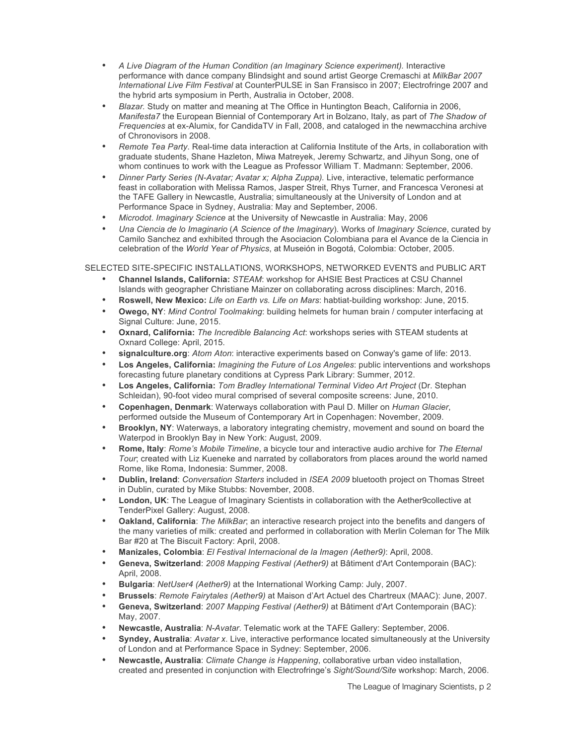- *A Live Diagram of the Human Condition (an Imaginary Science experiment).* Interactive performance with dance company Blindsight and sound artist George Cremaschi at *MilkBar 2007 International Live Film Festival* at CounterPULSE in San Fransisco in 2007; Electrofringe 2007 and the hybrid arts symposium in Perth, Australia in October, 2008.
- *Blazar.* Study on matter and meaning at The Office in Huntington Beach, California in 2006, *Manifesta7* the European Biennial of Contemporary Art in Bolzano, Italy, as part of *The Shadow of Frequencies* at ex-Alumix, for CandidaTV in Fall, 2008, and cataloged in the newmacchina archive of Chronovisors in 2008.
- *Remote Tea Party*. Real-time data interaction at California Institute of the Arts, in collaboration with graduate students, Shane Hazleton, Miwa Matreyek, Jeremy Schwartz, and Jihyun Song, one of whom continues to work with the League as Professor William T. Madmann: September, 2006.
- *Dinner Party Series (N-Avatar; Avatar x; Alpha Zuppa).* Live, interactive, telematic performance feast in collaboration with Melissa Ramos, Jasper Streit, Rhys Turner, and Francesca Veronesi at the TAFE Gallery in Newcastle, Australia; simultaneously at the University of London and at Performance Space in Sydney, Australia: May and September, 2006.
- *Microdot*. *Imaginary Science* at the University of Newcastle in Australia: May, 2006
- *Una Ciencia de lo Imaginario* (*A Science of the Imaginary*). Works of *Imaginary Science*, curated by Camilo Sanchez and exhibited through the Asociacion Colombiana para el Avance de la Ciencia in celebration of the *World Year of Physics*, at Museión in Bogotá, Colombia: October, 2005.

SELECTED SITE-SPECIFIC INSTALLATIONS, WORKSHOPS, NETWORKED EVENTS and PUBLIC ART

- **Channel Islands, California:** *STEAM*: workshop for AHSIE Best Practices at CSU Channel Islands with geographer Christiane Mainzer on collaborating across disciplines: March, 2016.
- **Roswell, New Mexico:** *Life on Earth vs. Life on Mars*: habtiat-building workshop: June, 2015.
- **Owego, NY**: *Mind Control Toolmaking*: building helmets for human brain / computer interfacing at Signal Culture: June, 2015.
- **Oxnard, California:** *The Incredible Balancing Act*: workshops series with STEAM students at Oxnard College: April, 2015.
- **signalculture.org**: *Atom Aton*: interactive experiments based on Conway's game of life: 2013.
- **Los Angeles, California:** *Imagining the Future of Los Angeles*: public interventions and workshops forecasting future planetary conditions at Cypress Park Library: Summer, 2012.
- **Los Angeles, California:** *Tom Bradley International Terminal Video Art Project* (Dr. Stephan Schleidan), 90-foot video mural comprised of several composite screens: June, 2010.
- **Copenhagen, Denmark**: Waterways collaboration with Paul D. Miller on *Human Glacier*, performed outside the Museum of Contemporary Art in Copenhagen: November, 2009.
- **Brooklyn, NY**: Waterways, a laboratory integrating chemistry, movement and sound on board the Waterpod in Brooklyn Bay in New York: August, 2009.
- **Rome, Italy**: *Rome's Mobile Timeline*, a bicycle tour and interactive audio archive for *The Eternal Tour*; created with Liz Kueneke and narrated by collaborators from places around the world named Rome, like Roma, Indonesia: Summer, 2008.
- **Dublin, Ireland**: *Conversation Starters* included in *ISEA 2009* bluetooth project on Thomas Street in Dublin, curated by Mike Stubbs: November, 2008.
- **London, UK**: The League of Imaginary Scientists in collaboration with the Aether9collective at TenderPixel Gallery: August, 2008.
- **Oakland, California**: *The MilkBar*; an interactive research project into the benefits and dangers of the many varieties of milk: created and performed in collaboration with Merlin Coleman for The Milk Bar #20 at The Biscuit Factory: April, 2008.
- **Manizales, Colombia**: *El Festival Internacional de la Imagen (Aether9)*: April, 2008.
- **Geneva, Switzerland**: *2008 Mapping Festival (Aether9)* at Bâtiment d'Art Contemporain (BAC): April, 2008.
- **Bulgaria**: *NetUser4 (Aether9)* at the International Working Camp: July, 2007.
- **Brussels**: *Remote Fairytales (Aether9)* at Maison d'Art Actuel des Chartreux (MAAC): June, 2007.
- **Geneva, Switzerland**: *2007 Mapping Festival (Aether9)* at Bâtiment d'Art Contemporain (BAC): May, 2007.
- **Newcastle, Australia**: *N-Avatar*. Telematic work at the TAFE Gallery: September, 2006.
- **Syndey, Australia**: *Avatar x*. Live, interactive performance located simultaneously at the University of London and at Performance Space in Sydney: September, 2006.
- **Newcastle, Australia**: *Climate Change is Happening*, collaborative urban video installation, created and presented in conjunction with Electrofringe's *Sight/Sound/Site* workshop: March, 2006.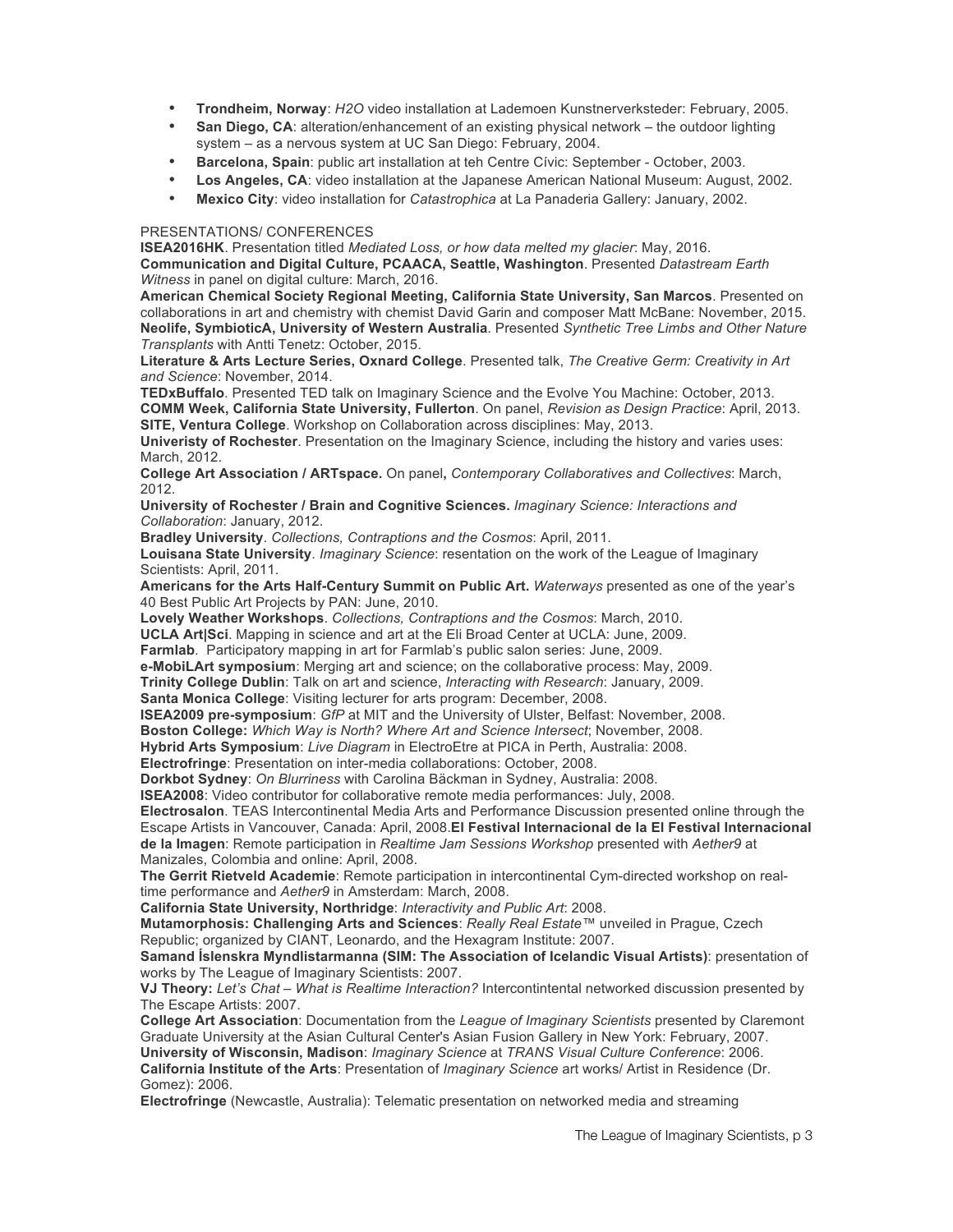- **Trondheim, Norway**: *H2O* video installation at Lademoen Kunstnerverksteder: February, 2005.
- **San Diego, CA**: alteration/enhancement of an existing physical network – the outdoor lighting system – as a nervous system at UC San Diego: February, 2004.
- **Barcelona, Spain**: public art installation at teh Centre Cívic: September - October, 2003.
- **Los Angeles, CA**: video installation at the Japanese American National Museum: August, 2002.
- **Mexico City**: video installation for *Catastrophica* at La Panaderia Gallery: January, 2002.

PRESENTATIONS/ CONFERENCES

**ISEA2016HK**. Presentation titled *Mediated Loss, or how data melted my glacier*: May, 2016.

**Communication and Digital Culture, PCAACA, Seattle, Washington**. Presented *Datastream Earth Witness* in panel on digital culture: March, 2016.

**American Chemical Society Regional Meeting, California State University, San Marcos**. Presented on collaborations in art and chemistry with chemist David Garin and composer Matt McBane: November, 2015.

**Neolife, SymbioticA, University of Western Australia**. Presented *Synthetic Tree Limbs and Other Nature Transplants* with Antti Tenetz: October, 2015.

**Literature & Arts Lecture Series, Oxnard College**. Presented talk, *The Creative Germ: Creativity in Art and Science*: November, 2014.

**TEDxBuffalo**. Presented TED talk on Imaginary Science and the Evolve You Machine: October, 2013.

**COMM Week, California State University, Fullerton**. On panel, *Revision as Design Practice*: April, 2013.

**SITE, Ventura College**. Workshop on Collaboration across disciplines: May, 2013.

**Univeristy of Rochester**. Presentation on the Imaginary Science, including the history and varies uses: March, 2012.

**College Art Association / ARTspace.** On panel**,** *Contemporary Collaboratives and Collectives*: March, 2012.

**University of Rochester / Brain and Cognitive Sciences.** *Imaginary Science: Interactions and Collaboration*: January, 2012.

**Bradley University**. *Collections, Contraptions and the Cosmos*: April, 2011.

**Louisana State University**. *Imaginary Science*: resentation on the work of the League of Imaginary Scientists: April, 2011.

**Americans for the Arts Half-Century Summit on Public Art.** *Waterways* presented as one of the year's 40 Best Public Art Projects by PAN: June, 2010.

**Lovely Weather Workshops**. *Collections, Contraptions and the Cosmos*: March, 2010.

**UCLA Art|Sci**. Mapping in science and art at the Eli Broad Center at UCLA: June, 2009.

**Farmlab**. Participatory mapping in art for Farmlab's public salon series: June, 2009.

**e-MobiLArt symposium**: Merging art and science; on the collaborative process: May, 2009.

**Trinity College Dublin**: Talk on art and science, *Interacting with Research*: January, 2009.

**Santa Monica College**: Visiting lecturer for arts program: December, 2008.

**ISEA2009 pre-symposium**: *GfP* at MIT and the University of Ulster, Belfast: November, 2008.

**Boston College:** *Which Way is North? Where Art and Science Intersect*; November, 2008.

**Hybrid Arts Symposium**: *Live Diagram* in ElectroEtre at PICA in Perth, Australia: 2008.

**Electrofringe**: Presentation on inter-media collaborations: October, 2008.

**Dorkbot Sydney**: *On Blurriness* with Carolina Bäckman in Sydney, Australia: 2008.

**ISEA2008**: Video contributor for collaborative remote media performances: July, 2008.

**Electrosalon**. TEAS Intercontinental Media Arts and Performance Discussion presented online through the Escape Artists in Vancouver, Canada: April, 2008.**El Festival Internacional de la El Festival Internacional de la Imagen**: Remote participation in *Realtime Jam Sessions Workshop* presented with *Aether9* at Manizales, Colombia and online: April, 2008.

**The Gerrit Rietveld Academie**: Remote participation in intercontinental Cym-directed workshop on real-time performance and *Aether9* in Amsterdam: March, 2008.

**California State University, Northridge**: *Interactivity and Public Art*: 2008.

**Mutamorphosis: Challenging Arts and Sciences**: *Really Real Estate*™ unveiled in Prague, Czech Republic; organized by CIANT, Leonardo, and the Hexagram Institute: 2007.

**Samand Íslenskra Myndlistarmanna (SIM: The Association of Icelandic Visual Artists)**: presentation of works by The League of Imaginary Scientists: 2007.

**VJ Theory:** *Let's Chat – What is Realtime Interaction?* Intercontintental networked discussion presented by The Escape Artists: 2007.

**College Art Association**: Documentation from the *League of Imaginary Scientists* presented by Claremont Graduate University at the Asian Cultural Center's Asian Fusion Gallery in New York: February, 2007.

**University of Wisconsin, Madison**: *Imaginary Science* at *TRANS Visual Culture Conference*: 2006.

**California Institute of the Arts**: Presentation of *Imaginary Science* art works/ Artist in Residence (Dr. Gomez): 2006.

**Electrofringe** (Newcastle, Australia): Telematic presentation on networked media and streaming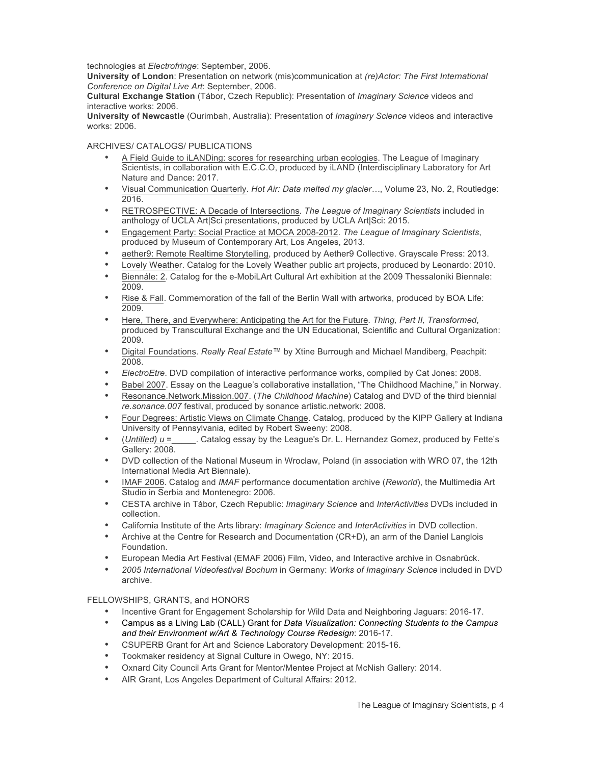technologies at *Electrofringe*: September, 2006.
**University of London**: Presentation on network (mis)communication at *(re)Actor: The First International Conference on Digital Live Art*: September, 2006.
**Cultural Exchange Station** (Tábor, Czech Republic): Presentation of *Imaginary Science* videos and interactive works: 2006.
**University of Newcastle** (Ourimbah, Australia): Presentation of *Imaginary Science* videos and interactive works: 2006.

ARCHIVES/ CATALOGS/ PUBLICATIONS

- A Field Guide to iLANDing: scores for researching urban ecologies. The League of Imaginary Scientists, in collaboration with E.C.C.O, produced by iLAND (Interdisciplinary Laboratory for Art Nature and Dance: 2017.
- Visual Communication Quarterly. *Hot Air: Data melted my glacier…*, Volume 23, No. 2, Routledge: 2016.
- RETROSPECTIVE: A Decade of Intersections. *The League of Imaginary Scientists* included in anthology of UCLA Art|Sci presentations, produced by UCLA Art|Sci: 2015.
- Engagement Party: Social Practice at MOCA 2008-2012. *The League of Imaginary Scientists*, produced by Museum of Contemporary Art, Los Angeles, 2013.
- aether9: Remote Realtime Storytelling, produced by Aether9 Collective. Grayscale Press: 2013.
- Lovely Weather. Catalog for the Lovely Weather public art projects, produced by Leonardo: 2010.
- Biennále: 2. Catalog for the e-MobiLArt Cultural Art exhibition at the 2009 Thessaloniki Biennale: 2009.
- Rise & Fall. Commemoration of the fall of the Berlin Wall with artworks, produced by BOA Life: 2009.
- Here, There, and Everywhere: Anticipating the Art for the Future. *Thing, Part II, Transformed*, produced by Transcultural Exchange and the UN Educational, Scientific and Cultural Organization: 2009.
- Digital Foundations. *Really Real Estate*™ by Xtine Burrough and Michael Mandiberg, Peachpit: 2008.
- *ElectroEtre*. DVD compilation of interactive performance works, compiled by Cat Jones: 2008.
- Babel 2007. Essay on the League's collaborative installation, "The Childhood Machine," in Norway.
- Resonance.Network.Mission.007. (*The Childhood Machine*) Catalog and DVD of the third biennial *re.sonance.007* festival, produced by sonance artistic.network: 2008.
- Four Degrees: Artistic Views on Climate Change. Catalog, produced by the KIPP Gallery at Indiana University of Pennsylvania, edited by Robert Sweeny: 2008.
- (*Untitled) u* =\_\_\_\_\_. Catalog essay by the League's Dr. L. Hernandez Gomez, produced by Fette's Gallery: 2008.
- DVD collection of the National Museum in Wroclaw, Poland (in association with WRO 07, the 12th International Media Art Biennale).
- IMAF 2006. Catalog and *IMAF* performance documentation archive (*Reworld*), the Multimedia Art Studio in Serbia and Montenegro: 2006.
- CESTA archive in Tábor, Czech Republic: *Imaginary Science* and *InterActivities* DVDs included in collection.
- California Institute of the Arts library: *Imaginary Science* and *InterActivities* in DVD collection.
- Archive at the Centre for Research and Documentation (CR+D), an arm of the Daniel Langlois Foundation.
- European Media Art Festival (EMAF 2006) Film, Video, and Interactive archive in Osnabrück.
- *2005 International Videofestival Bochum* in Germany: *Works of Imaginary Science* included in DVD archive.

FELLOWSHIPS, GRANTS, and HONORS

- Incentive Grant for Engagement Scholarship for Wild Data and Neighboring Jaguars: 2016-17.
- Campus as a Living Lab (CALL) Grant for *Data Visualization: Connecting Students to the Campus and their Environment w/Art & Technology Course Redesign*: 2016-17.
- CSUPERB Grant for Art and Science Laboratory Development: 2015-16.
- Tookmaker residency at Signal Culture in Owego, NY: 2015.
- Oxnard City Council Arts Grant for Mentor/Mentee Project at McNish Gallery: 2014.
- AIR Grant, Los Angeles Department of Cultural Affairs: 2012.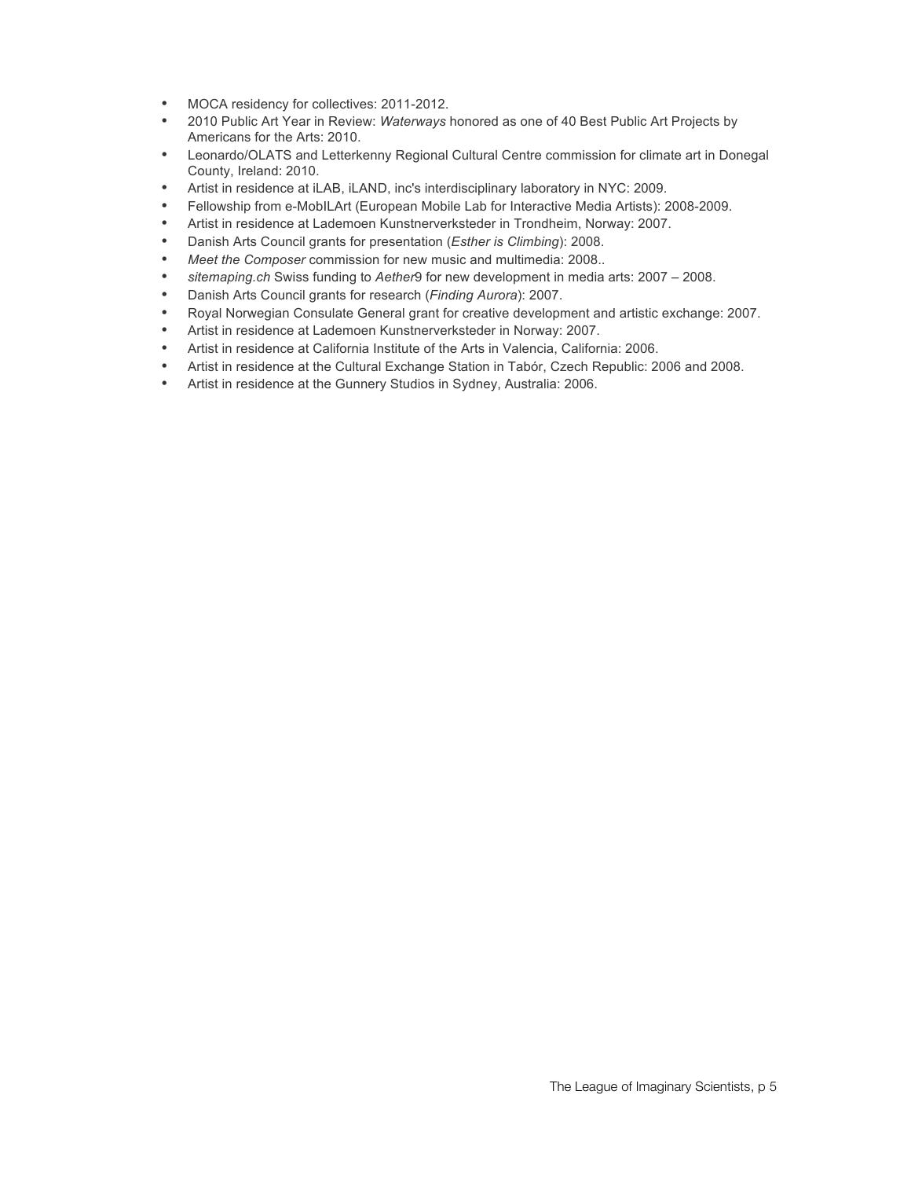- MOCA residency for collectives: 2011-2012.
- 2010 Public Art Year in Review: *Waterways* honored as one of 40 Best Public Art Projects by Americans for the Arts: 2010.
- Leonardo/OLATS and Letterkenny Regional Cultural Centre commission for climate art in Donegal County, Ireland: 2010.
- Artist in residence at iLAB, iLAND, inc's interdisciplinary laboratory in NYC: 2009.
- Fellowship from e-MobILArt (European Mobile Lab for Interactive Media Artists): 2008-2009.
- Artist in residence at Lademoen Kunstnerverksteder in Trondheim, Norway: 2007.
- Danish Arts Council grants for presentation (*Esther is Climbing*): 2008.
- *Meet the Composer* commission for new music and multimedia: 2008..
- *sitemaping.ch* Swiss funding to *Aether*9 for new development in media arts: 2007 – 2008.
- Danish Arts Council grants for research (*Finding Aurora*): 2007.
- Royal Norwegian Consulate General grant for creative development and artistic exchange: 2007.
- Artist in residence at Lademoen Kunstnerverksteder in Norway: 2007.
- Artist in residence at California Institute of the Arts in Valencia, California: 2006.
- Artist in residence at the Cultural Exchange Station in Tabór, Czech Republic: 2006 and 2008.
- Artist in residence at the Gunnery Studios in Sydney, Australia: 2006.